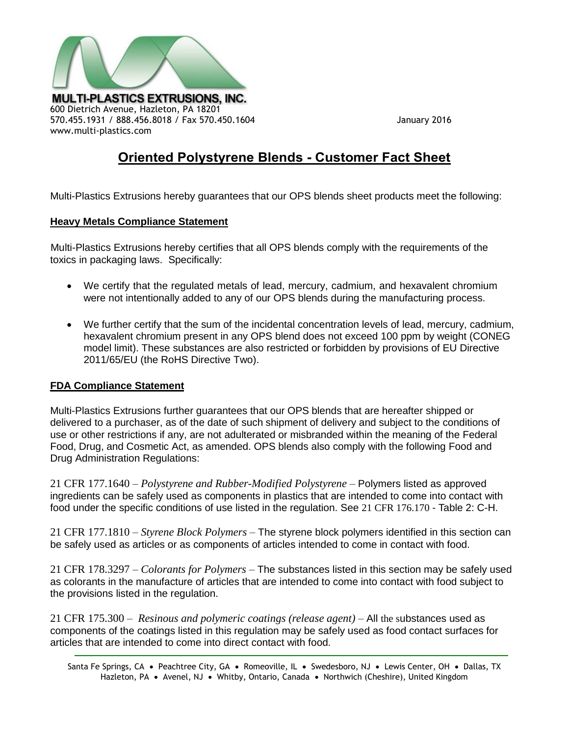**MULTI-PLASTICS EXTRUSIONS, INC.**
600 Dietrich Avenue, Hazleton, PA 18201
570.455.1931 / 888.456.8018 / Fax 570.450.1604
www.multi-plastics.com

January 2016

# Oriented Polystyrene Blends - Customer Fact Sheet

Multi-Plastics Extrusions hereby guarantees that our OPS blends sheet products meet the following:

## Heavy Metals Compliance Statement

Multi-Plastics Extrusions hereby certifies that all OPS blends comply with the requirements of the toxics in packaging laws. Specifically:

- We certify that the regulated metals of lead, mercury, cadmium, and hexavalent chromium were not intentionally added to any of our OPS blends during the manufacturing process.
- We further certify that the sum of the incidental concentration levels of lead, mercury, cadmium, hexavalent chromium present in any OPS blend does not exceed 100 ppm by weight (CONEG model limit). These substances are also restricted or forbidden by provisions of EU Directive 2011/65/EU (the RoHS Directive Two).

## FDA Compliance Statement

Multi-Plastics Extrusions further guarantees that our OPS blends that are hereafter shipped or delivered to a purchaser, as of the date of such shipment of delivery and subject to the conditions of use or other restrictions if any, are not adulterated or misbranded within the meaning of the Federal Food, Drug, and Cosmetic Act, as amended. OPS blends also comply with the following Food and Drug Administration Regulations:

21 CFR 177.1640 – *Polystyrene and Rubber-Modified Polystyrene* – Polymers listed as approved ingredients can be safely used as components in plastics that are intended to come into contact with food under the specific conditions of use listed in the regulation. See 21 CFR 176.170 - Table 2: C-H.

21 CFR 177.1810 – *Styrene Block Polymers* – The styrene block polymers identified in this section can be safely used as articles or as components of articles intended to come in contact with food.

21 CFR 178.3297 – *Colorants for Polymers* – The substances listed in this section may be safely used as colorants in the manufacture of articles that are intended to come into contact with food subject to the provisions listed in the regulation.

21 CFR 175.300 – *Resinous and polymeric coatings (release agent)* – All the substances used as components of the coatings listed in this regulation may be safely used as food contact surfaces for articles that are intended to come into direct contact with food.

Santa Fe Springs, CA • Peachtree City, GA • Romeoville, IL • Swedesboro, NJ • Lewis Center, OH • Dallas, TX
Hazleton, PA • Avenel, NJ • Whitby, Ontario, Canada • Northwich (Cheshire), United Kingdom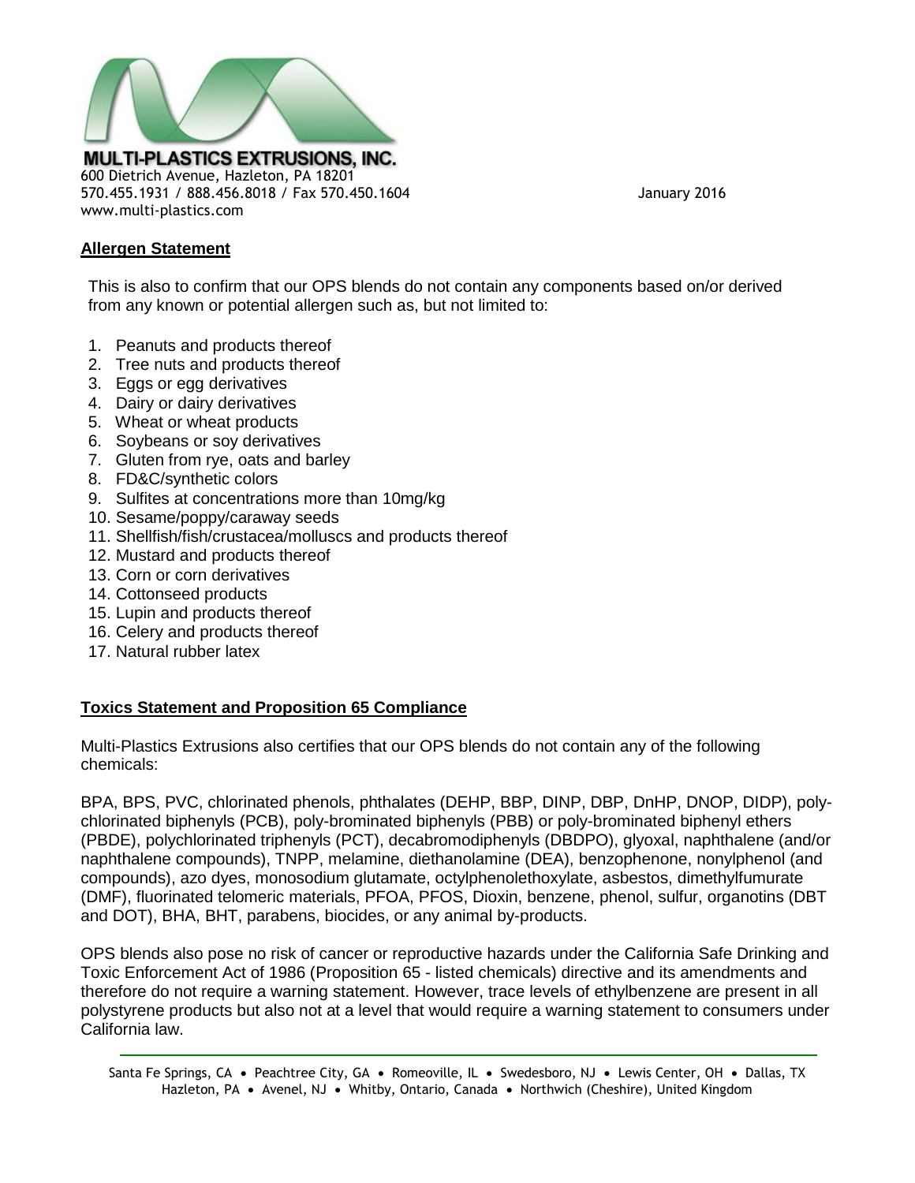**MULTI-PLASTICS EXTRUSIONS, INC.**
600 Dietrich Avenue, Hazleton, PA 18201
570.455.1931 / 888.456.8018 / Fax 570.450.1604
www.multi-plastics.com

January 2016

## Allergen Statement

This is also to confirm that our OPS blends do not contain any components based on/or derived from any known or potential allergen such as, but not limited to:

1. Peanuts and products thereof
2. Tree nuts and products thereof
3. Eggs or egg derivatives
4. Dairy or dairy derivatives
5. Wheat or wheat products
6. Soybeans or soy derivatives
7. Gluten from rye, oats and barley
8. FD&C/synthetic colors
9. Sulfites at concentrations more than 10mg/kg
10. Sesame/poppy/caraway seeds
11. Shellfish/fish/crustacea/molluscs and products thereof
12. Mustard and products thereof
13. Corn or corn derivatives
14. Cottonseed products
15. Lupin and products thereof
16. Celery and products thereof
17. Natural rubber latex

## Toxics Statement and Proposition 65 Compliance

Multi-Plastics Extrusions also certifies that our OPS blends do not contain any of the following chemicals:

BPA, BPS, PVC, chlorinated phenols, phthalates (DEHP, BBP, DINP, DBP, DnHP, DNOP, DIDP), poly-chlorinated biphenyls (PCB), poly-brominated biphenyls (PBB) or poly-brominated biphenyl ethers (PBDE), polychlorinated triphenyls (PCT), decabromodiphenyls (DBDPO), glyoxal, naphthalene (and/or naphthalene compounds), TNPP, melamine, diethanolamine (DEA), benzophenone, nonylphenol (and compounds), azo dyes, monosodium glutamate, octylphenolethoxylate, asbestos, dimethylfumurate (DMF), fluorinated telomeric materials, PFOA, PFOS, Dioxin, benzene, phenol, sulfur, organotins (DBT and DOT), BHA, BHT, parabens, biocides, or any animal by-products.

OPS blends also pose no risk of cancer or reproductive hazards under the California Safe Drinking and Toxic Enforcement Act of 1986 (Proposition 65 - listed chemicals) directive and its amendments and therefore do not require a warning statement. However, trace levels of ethylbenzene are present in all polystyrene products but also not at a level that would require a warning statement to consumers under California law.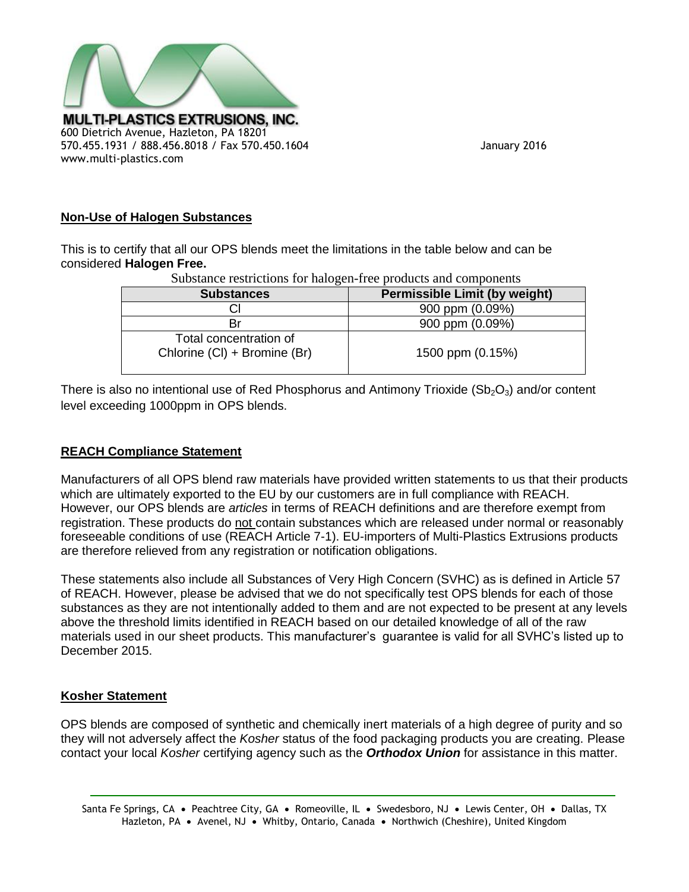**MULTI-PLASTICS EXTRUSIONS, INC.**
600 Dietrich Avenue, Hazleton, PA 18201
570.455.1931 / 888.456.8018 / Fax 570.450.1604
www.multi-plastics.com

January 2016

## Non-Use of Halogen Substances

This is to certify that all our OPS blends meet the limitations in the table below and can be considered **Halogen Free.**

Substance restrictions for halogen-free products and components

| Substances | Permissible Limit (by weight) |
|---|---|
| Cl | 900 ppm (0.09%) |
| Br | 900 ppm (0.09%) |
| Total concentration of Chlorine (Cl) + Bromine (Br) | 1500 ppm (0.15%) |

There is also no intentional use of Red Phosphorus and Antimony Trioxide ($Sb_2O_3$) and/or content level exceeding 1000ppm in OPS blends.

## REACH Compliance Statement

Manufacturers of all OPS blend raw materials have provided written statements to us that their products which are ultimately exported to the EU by our customers are in full compliance with REACH. However, our OPS blends are *articles* in terms of REACH definitions and are therefore exempt from registration. These products do not contain substances which are released under normal or reasonably foreseeable conditions of use (REACH Article 7-1). EU-importers of Multi-Plastics Extrusions products are therefore relieved from any registration or notification obligations.

These statements also include all Substances of Very High Concern (SVHC) as is defined in Article 57 of REACH. However, please be advised that we do not specifically test OPS blends for each of those substances as they are not intentionally added to them and are not expected to be present at any levels above the threshold limits identified in REACH based on our detailed knowledge of all of the raw materials used in our sheet products. This manufacturer's guarantee is valid for all SVHC's listed up to December 2015.

## Kosher Statement

OPS blends are composed of synthetic and chemically inert materials of a high degree of purity and so they will not adversely affect the *Kosher* status of the food packaging products you are creating. Please contact your local *Kosher* certifying agency such as the ***Orthodox Union*** for assistance in this matter.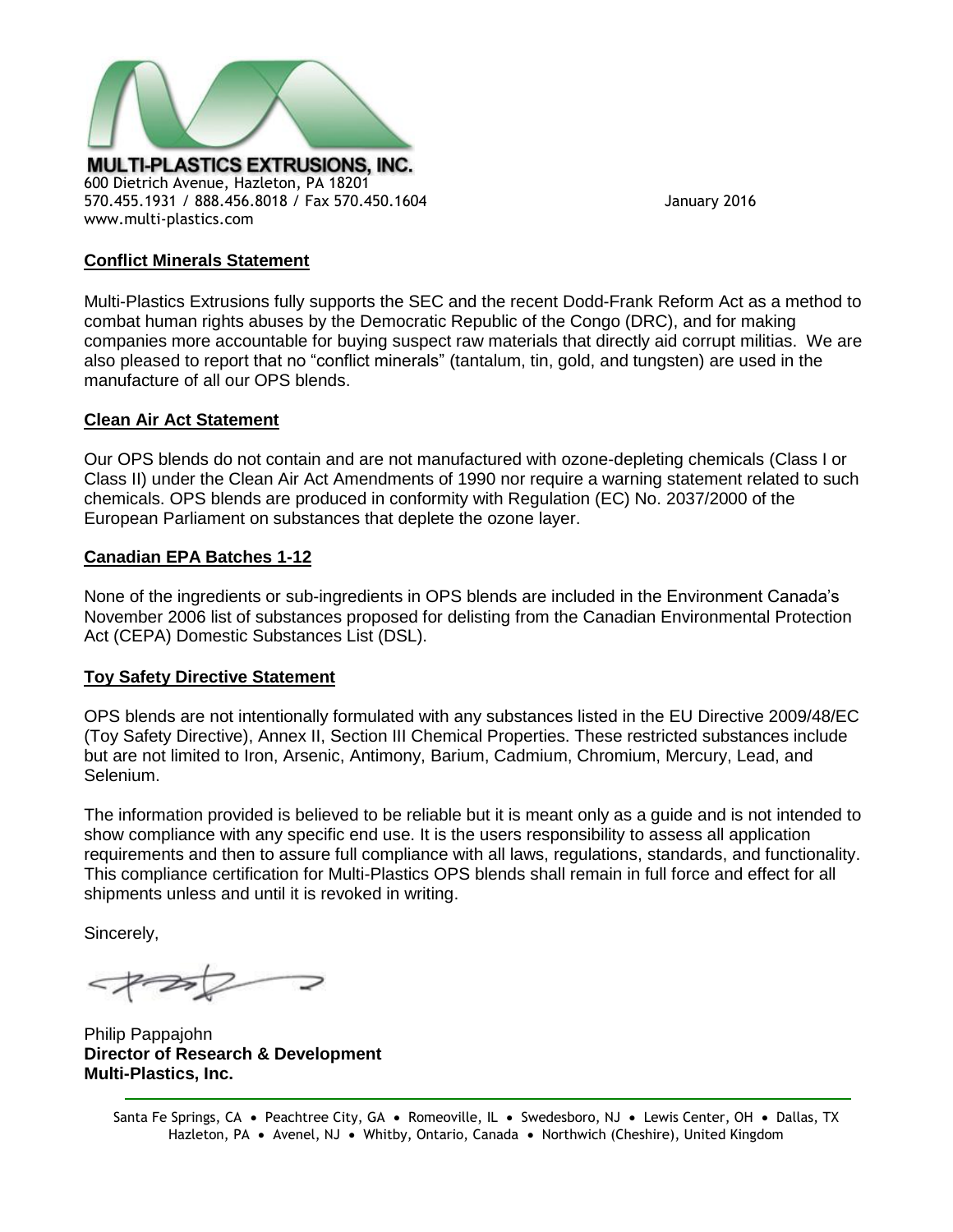**MULTI-PLASTICS EXTRUSIONS, INC.**
600 Dietrich Avenue, Hazleton, PA 18201
570.455.1931 / 888.456.8018 / Fax 570.450.1604
www.multi-plastics.com

January 2016

## Conflict Minerals Statement

Multi-Plastics Extrusions fully supports the SEC and the recent Dodd-Frank Reform Act as a method to combat human rights abuses by the Democratic Republic of the Congo (DRC), and for making companies more accountable for buying suspect raw materials that directly aid corrupt militias. We are also pleased to report that no "conflict minerals" (tantalum, tin, gold, and tungsten) are used in the manufacture of all our OPS blends.

## Clean Air Act Statement

Our OPS blends do not contain and are not manufactured with ozone-depleting chemicals (Class I or Class II) under the Clean Air Act Amendments of 1990 nor require a warning statement related to such chemicals. OPS blends are produced in conformity with Regulation (EC) No. 2037/2000 of the European Parliament on substances that deplete the ozone layer.

## Canadian EPA Batches 1-12

None of the ingredients or sub-ingredients in OPS blends are included in the Environment Canada's November 2006 list of substances proposed for delisting from the Canadian Environmental Protection Act (CEPA) Domestic Substances List (DSL).

## Toy Safety Directive Statement

OPS blends are not intentionally formulated with any substances listed in the EU Directive 2009/48/EC (Toy Safety Directive), Annex II, Section III Chemical Properties. These restricted substances include but are not limited to Iron, Arsenic, Antimony, Barium, Cadmium, Chromium, Mercury, Lead, and Selenium.

The information provided is believed to be reliable but it is meant only as a guide and is not intended to show compliance with any specific end use. It is the users responsibility to assess all application requirements and then to assure full compliance with all laws, regulations, standards, and functionality. This compliance certification for Multi-Plastics OPS blends shall remain in full force and effect for all shipments unless and until it is revoked in writing.

Sincerely,

Philip Pappajohn
**Director of Research & Development**
**Multi-Plastics, Inc.**

Santa Fe Springs, CA • Peachtree City, GA • Romeoville, IL • Swedesboro, NJ • Lewis Center, OH • Dallas, TX
Hazleton, PA • Avenel, NJ • Whitby, Ontario, Canada • Northwich (Cheshire), United Kingdom